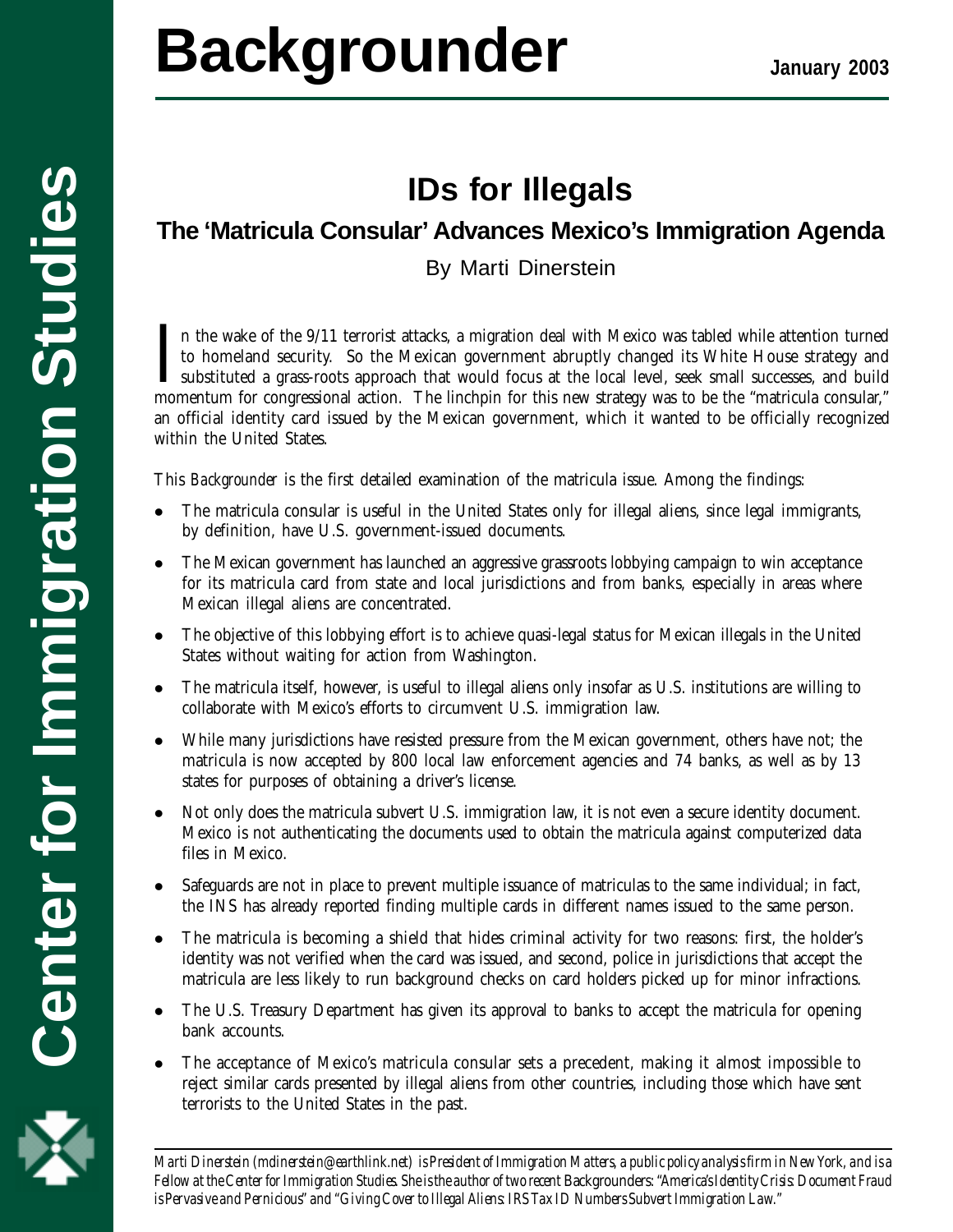# Backgrounder

January 2003

Center for Immigration Studies

## IDs for Illegals

### The 'Matricula Consular' Advances Mexico's Immigration Agenda

By Marti Dinerstein

In the wake of the 9/11 terrorist attacks, a migration deal with Mexico was tabled while attention turned to homeland security. So the Mexican government abruptly changed its White House strategy and substituted a grass-roots approach that would focus at the local level, seek small successes, and build momentum for congressional action. The linchpin for this new strategy was to be the "matricula consular," an official identity card issued by the Mexican government, which it wanted to be officially recognized within the United States.

This *Backgrounder* is the first detailed examination of the matricula issue. Among the findings:

- The matricula consular is useful in the United States only for illegal aliens, since legal immigrants, by definition, have U.S. government-issued documents.
- The Mexican government has launched an aggressive grassroots lobbying campaign to win acceptance for its matricula card from state and local jurisdictions and from banks, especially in areas where Mexican illegal aliens are concentrated.
- The objective of this lobbying effort is to achieve quasi-legal status for Mexican illegals in the United States without waiting for action from Washington.
- The matricula itself, however, is useful to illegal aliens only insofar as U.S. institutions are willing to collaborate with Mexico's efforts to circumvent U.S. immigration law.
- While many jurisdictions have resisted pressure from the Mexican government, others have not; the matricula is now accepted by 800 local law enforcement agencies and 74 banks, as well as by 13 states for purposes of obtaining a driver's license.
- Not only does the matricula subvert U.S. immigration law, it is not even a secure identity document. Mexico is not authenticating the documents used to obtain the matricula against computerized data files in Mexico.
- Safeguards are not in place to prevent multiple issuance of matriculas to the same individual; in fact, the INS has already reported finding multiple cards in different names issued to the same person.
- The matricula is becoming a shield that hides criminal activity for two reasons: first, the holder's identity was not verified when the card was issued, and second, police in jurisdictions that accept the matricula are less likely to run background checks on card holders picked up for minor infractions.
- The U.S. Treasury Department has given its approval to banks to accept the matricula for opening bank accounts.
- The acceptance of Mexico's matricula consular sets a precedent, making it almost impossible to reject similar cards presented by illegal aliens from other countries, including those which have sent terrorists to the United States in the past.

---

*Marti Dinerstein (mdinerstein@earthlink.net) is President of Immigration Matters, a public policy analysis firm in New York, and is a Fellow at the Center for Immigration Studies. She is the author of two recent Backgrounders: "America's Identity Crisis: Document Fraud is Pervasive and Pernicious" and "Giving Cover to Illegal Aliens: IRS Tax ID Numbers Subvert Immigration Law."*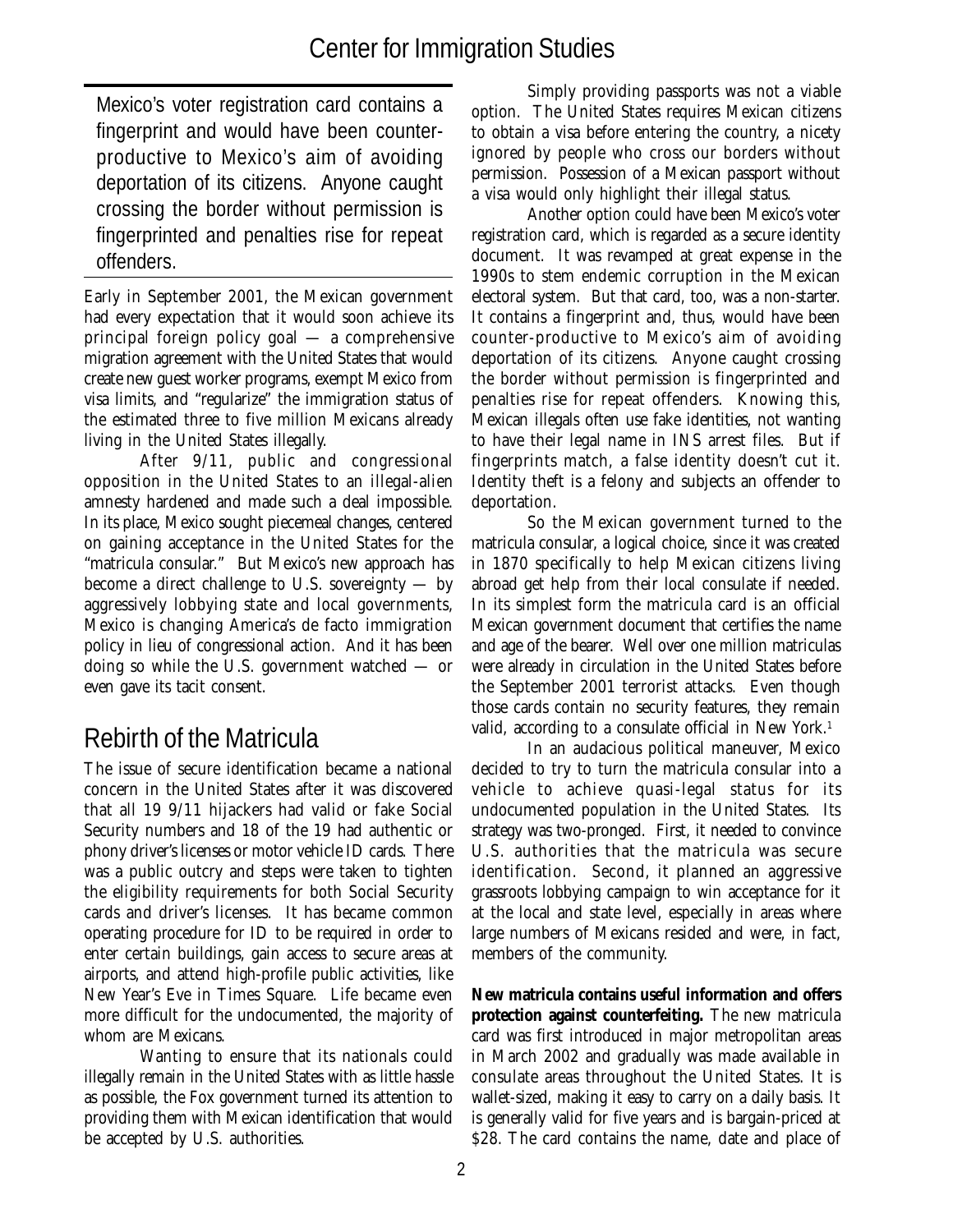> Mexico's voter registration card contains a fingerprint and would have been counter-productive to Mexico's aim of avoiding deportation of its citizens. Anyone caught crossing the border without permission is fingerprinted and penalties rise for repeat offenders.

Early in September 2001, the Mexican government had every expectation that it would soon achieve its principal foreign policy goal — a comprehensive migration agreement with the United States that would create new guest worker programs, exempt Mexico from visa limits, and "regularize" the immigration status of the estimated three to five million Mexicans already living in the United States illegally.

After 9/11, public and congressional opposition in the United States to an illegal-alien amnesty hardened and made such a deal impossible. In its place, Mexico sought piecemeal changes, centered on gaining acceptance in the United States for the "matricula consular." But Mexico's new approach has become a direct challenge to U.S. sovereignty — by aggressively lobbying state and local governments, Mexico is changing America's de facto immigration policy in lieu of congressional action. And it has been doing so while the U.S. government watched — or even gave its tacit consent.

## Rebirth of the Matricula

The issue of secure identification became a national concern in the United States after it was discovered that all 19 9/11 hijackers had valid or fake Social Security numbers and 18 of the 19 had authentic or phony driver's licenses or motor vehicle ID cards. There was a public outcry and steps were taken to tighten the eligibility requirements for both Social Security cards and driver's licenses. It has became common operating procedure for ID to be required in order to enter certain buildings, gain access to secure areas at airports, and attend high-profile public activities, like New Year's Eve in Times Square. Life became even more difficult for the undocumented, the majority of whom are Mexicans.

Wanting to ensure that its nationals could illegally remain in the United States with as little hassle as possible, the Fox government turned its attention to providing them with Mexican identification that would be accepted by U.S. authorities.

Simply providing passports was not a viable option. The United States requires Mexican citizens to obtain a visa before entering the country, a nicety ignored by people who cross our borders without permission. Possession of a Mexican passport without a visa would only highlight their illegal status.

Another option could have been Mexico's voter registration card, which is regarded as a secure identity document. It was revamped at great expense in the 1990s to stem endemic corruption in the Mexican electoral system. But that card, too, was a non-starter. It contains a fingerprint and, thus, would have been counter-productive to Mexico's aim of avoiding deportation of its citizens. Anyone caught crossing the border without permission is fingerprinted and penalties rise for repeat offenders. Knowing this, Mexican illegals often use fake identities, not wanting to have their legal name in INS arrest files. But if fingerprints match, a false identity doesn't cut it. Identity theft is a felony and subjects an offender to deportation.

So the Mexican government turned to the matricula consular, a logical choice, since it was created in 1870 specifically to help Mexican citizens living abroad get help from their local consulate if needed. In its simplest form the matricula card is an official Mexican government document that certifies the name and age of the bearer. Well over one million matriculas were already in circulation in the United States before the September 2001 terrorist attacks. Even though those cards contain no security features, they remain valid, according to a consulate official in New York.[1]

In an audacious political maneuver, Mexico decided to try to turn the matricula consular into a vehicle to achieve quasi-legal status for its undocumented population in the United States. Its strategy was two-pronged. First, it needed to convince U.S. authorities that the matricula was secure identification. Second, it planned an aggressive grassroots lobbying campaign to win acceptance for it at the local and state level, especially in areas where large numbers of Mexicans resided and were, in fact, members of the community.

**New matricula contains useful information and offers protection against counterfeiting.** The new matricula card was first introduced in major metropolitan areas in March 2002 and gradually was made available in consulate areas throughout the United States. It is wallet-sized, making it easy to carry on a daily basis. It is generally valid for five years and is bargain-priced at $28. The card contains the name, date and place of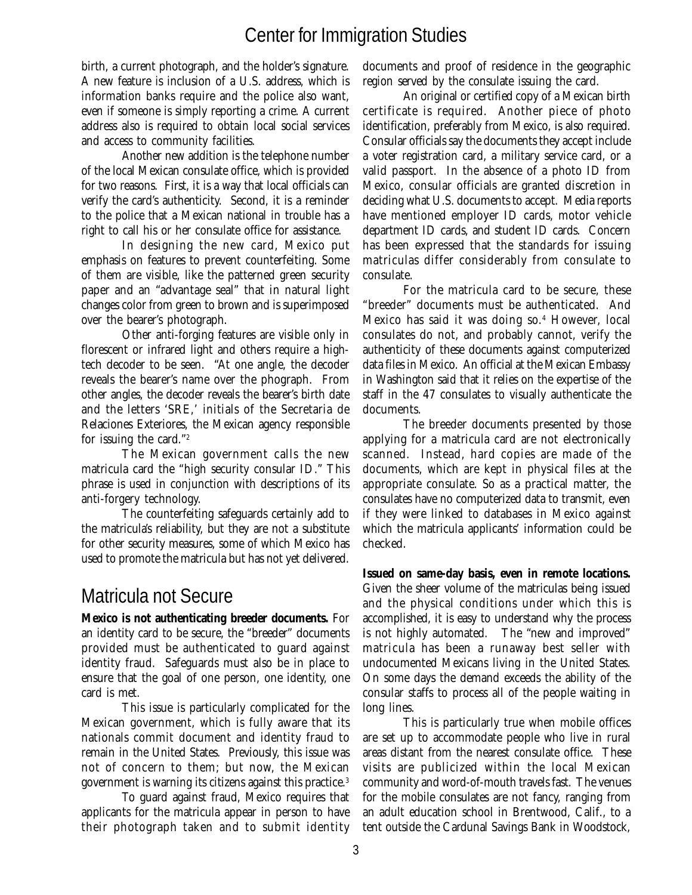birth, a current photograph, and the holder's signature. A new feature is inclusion of a U.S. address, which is information banks require and the police also want, even if someone is simply reporting a crime. A current address also is required to obtain local social services and access to community facilities.

Another new addition is the telephone number of the local Mexican consulate office, which is provided for two reasons. First, it is a way that local officials can verify the card's authenticity. Second, it is a reminder to the police that a Mexican national in trouble has a right to call his or her consulate office for assistance.

In designing the new card, Mexico put emphasis on features to prevent counterfeiting. Some of them are visible, like the patterned green security paper and an "advantage seal" that in natural light changes color from green to brown and is superimposed over the bearer's photograph.

Other anti-forging features are visible only in florescent or infrared light and others require a high-tech decoder to be seen. "At one angle, the decoder reveals the bearer's name over the phograph. From other angles, the decoder reveals the bearer's birth date and the letters 'SRE,' initials of the Secretaria de Relaciones Exteriores, the Mexican agency responsible for issuing the card."[2]

The Mexican government calls the new matricula card the "high security consular ID." This phrase is used in conjunction with descriptions of its anti-forgery technology.

The counterfeiting safeguards certainly add to the matricula's reliability, but they are not a substitute for other security measures, some of which Mexico has used to promote the matricula but has not yet delivered.

## Matricula not Secure

**Mexico is not authenticating breeder documents.** For an identity card to be secure, the "breeder" documents provided must be authenticated to guard against identity fraud. Safeguards must also be in place to ensure that the goal of one person, one identity, one card is met.

This issue is particularly complicated for the Mexican government, which is fully aware that its nationals commit document and identity fraud to remain in the United States. Previously, this issue was not of concern to them; but now, the Mexican government is warning its citizens against this practice.[3]

To guard against fraud, Mexico requires that applicants for the matricula appear in person to have their photograph taken and to submit identity documents and proof of residence in the geographic region served by the consulate issuing the card.

An original or certified copy of a Mexican birth certificate is required. Another piece of photo identification, preferably from Mexico, is also required. Consular officials say the documents they accept include a voter registration card, a military service card, or a valid passport. In the absence of a photo ID from Mexico, consular officials are granted discretion in deciding what U.S. documents to accept. Media reports have mentioned employer ID cards, motor vehicle department ID cards, and student ID cards. Concern has been expressed that the standards for issuing matriculas differ considerably from consulate to consulate.

For the matricula card to be secure, these "breeder" documents must be authenticated. And Mexico has said it was doing so.[4] However, local consulates do not, and probably cannot, verify the authenticity of these documents against computerized data files in Mexico. An official at the Mexican Embassy in Washington said that it relies on the expertise of the staff in the 47 consulates to visually authenticate the documents.

The breeder documents presented by those applying for a matricula card are not electronically scanned. Instead, hard copies are made of the documents, which are kept in physical files at the appropriate consulate. So as a practical matter, the consulates have no computerized data to transmit, even if they were linked to databases in Mexico against which the matricula applicants' information could be checked.

**Issued on same-day basis, even in remote locations.** Given the sheer volume of the matriculas being issued and the physical conditions under which this is accomplished, it is easy to understand why the process is not highly automated. The "new and improved" matricula has been a runaway best seller with undocumented Mexicans living in the United States. On some days the demand exceeds the ability of the consular staffs to process all of the people waiting in long lines.

This is particularly true when mobile offices are set up to accommodate people who live in rural areas distant from the nearest consulate office. These visits are publicized within the local Mexican community and word-of-mouth travels fast. The venues for the mobile consulates are not fancy, ranging from an adult education school in Brentwood, Calif., to a tent outside the Cardunal Savings Bank in Woodstock,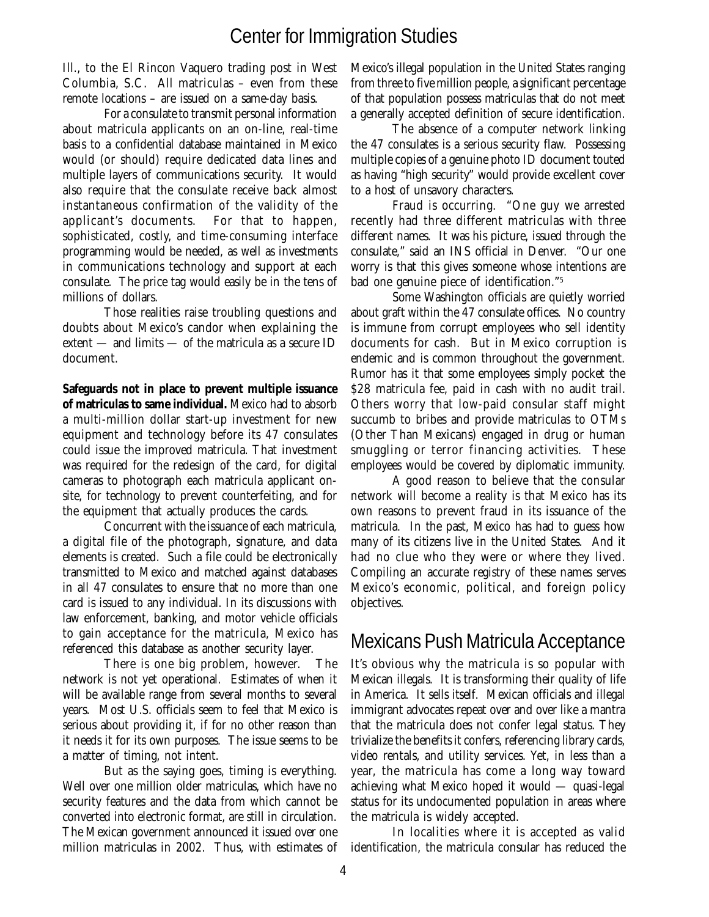Ill., to the El Rincon Vaquero trading post in West Columbia, S.C. All matriculas – even from these remote locations – are issued on a same-day basis.

For a consulate to transmit personal information about matricula applicants on an on-line, real-time basis to a confidential database maintained in Mexico would (or should) require dedicated data lines and multiple layers of communications security. It would also require that the consulate receive back almost instantaneous confirmation of the validity of the applicant's documents. For that to happen, sophisticated, costly, and time-consuming interface programming would be needed, as well as investments in communications technology and support at each consulate. The price tag would easily be in the tens of millions of dollars.

Those realities raise troubling questions and doubts about Mexico's candor when explaining the extent — and limits — of the matricula as a secure ID document.

**Safeguards not in place to prevent multiple issuance of matriculas to same individual.** Mexico had to absorb a multi-million dollar start-up investment for new equipment and technology before its 47 consulates could issue the improved matricula. That investment was required for the redesign of the card, for digital cameras to photograph each matricula applicant on-site, for technology to prevent counterfeiting, and for the equipment that actually produces the cards.

Concurrent with the issuance of each matricula, a digital file of the photograph, signature, and data elements is created. Such a file could be electronically transmitted to Mexico and matched against databases in all 47 consulates to ensure that no more than one card is issued to any individual. In its discussions with law enforcement, banking, and motor vehicle officials to gain acceptance for the matricula, Mexico has referenced this database as another security layer.

There is one big problem, however. The network is not yet operational. Estimates of when it will be available range from several months to several years. Most U.S. officials seem to feel that Mexico is serious about providing it, if for no other reason than it needs it for its own purposes. The issue seems to be a matter of timing, not intent.

But as the saying goes, timing is everything. Well over one million older matriculas, which have no security features and the data from which cannot be converted into electronic format, are still in circulation. The Mexican government announced it issued over one million matriculas in 2002. Thus, with estimates of Mexico's illegal population in the United States ranging from three to five million people, a significant percentage of that population possess matriculas that do not meet a generally accepted definition of secure identification.

The absence of a computer network linking the 47 consulates is a serious security flaw. Possessing multiple copies of a genuine photo ID document touted as having "high security" would provide excellent cover to a host of unsavory characters.

Fraud is occurring. "One guy we arrested recently had three different matriculas with three different names. It was his picture, issued through the consulate," said an INS official in Denver. "Our one worry is that this gives someone whose intentions are bad one genuine piece of identification."[5]

Some Washington officials are quietly worried about graft within the 47 consulate offices. No country is immune from corrupt employees who sell identity documents for cash. But in Mexico corruption is endemic and is common throughout the government. Rumor has it that some employees simply pocket the $28 matricula fee, paid in cash with no audit trail. Others worry that low-paid consular staff might succumb to bribes and provide matriculas to OTMs (Other Than Mexicans) engaged in drug or human smuggling or terror financing activities. These employees would be covered by diplomatic immunity.

A good reason to believe that the consular network will become a reality is that Mexico has its own reasons to prevent fraud in its issuance of the matricula. In the past, Mexico has had to guess how many of its citizens live in the United States. And it had no clue who they were or where they lived. Compiling an accurate registry of these names serves Mexico's economic, political, and foreign policy objectives.

## Mexicans Push Matricula Acceptance

It's obvious why the matricula is so popular with Mexican illegals. It is transforming their quality of life in America. It sells itself. Mexican officials and illegal immigrant advocates repeat over and over like a mantra that the matricula does not confer legal status. They trivialize the benefits it confers, referencing library cards, video rentals, and utility services. Yet, in less than a year, the matricula has come a long way toward achieving what Mexico hoped it would — quasi-legal status for its undocumented population in areas where the matricula is widely accepted.

In localities where it is accepted as valid identification, the matricula consular has reduced the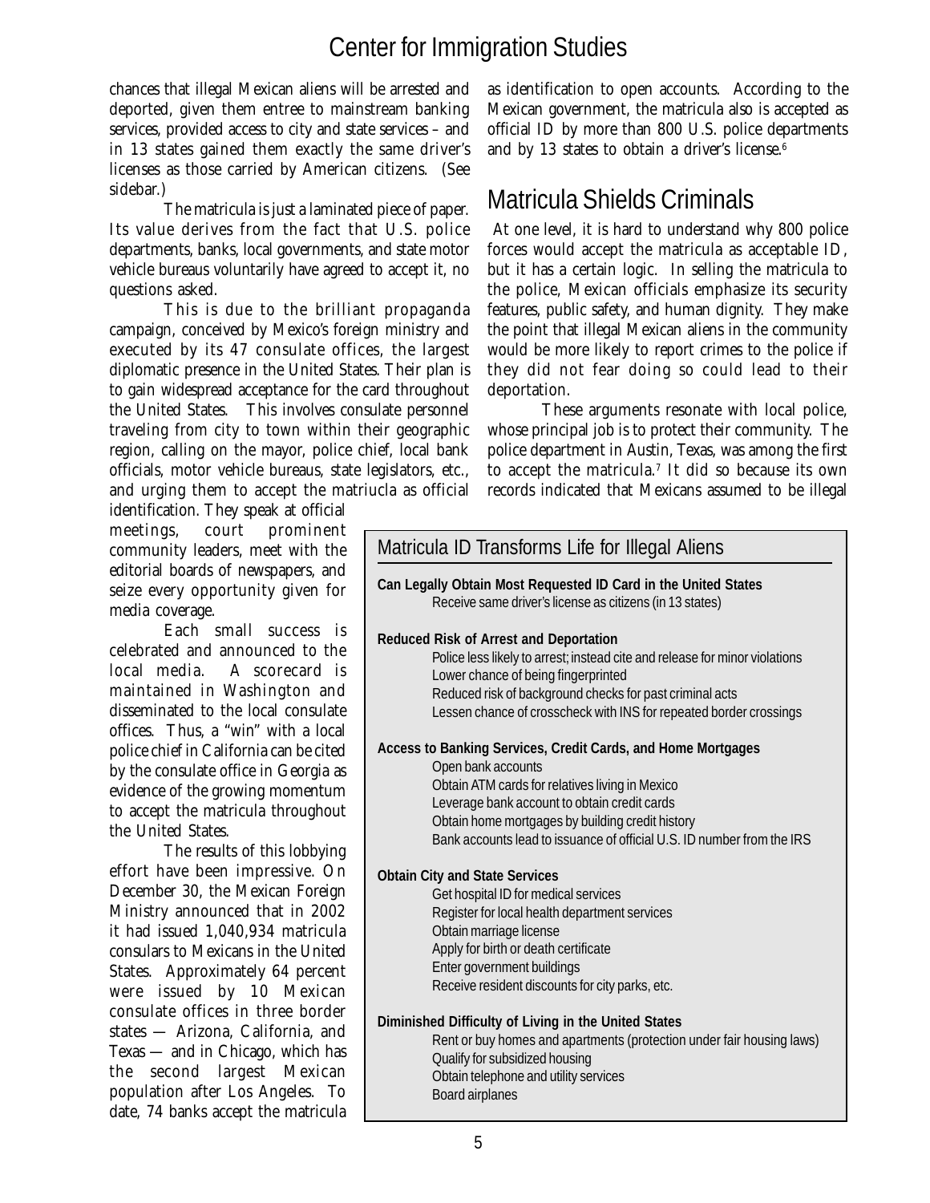chances that illegal Mexican aliens will be arrested and deported, given them entree to mainstream banking services, provided access to city and state services – and in 13 states gained them exactly the same driver's licenses as those carried by American citizens. (See sidebar.)

The matricula is just a laminated piece of paper. Its value derives from the fact that U.S. police departments, banks, local governments, and state motor vehicle bureaus voluntarily have agreed to accept it, no questions asked.

This is due to the brilliant propaganda campaign, conceived by Mexico's foreign ministry and executed by its 47 consulate offices, the largest diplomatic presence in the United States. Their plan is to gain widespread acceptance for the card throughout the United States. This involves consulate personnel traveling from city to town within their geographic region, calling on the mayor, police chief, local bank officials, motor vehicle bureaus, state legislators, etc., and urging them to accept the matriucla as official identification. They speak at official meetings, court prominent community leaders, meet with the editorial boards of newspapers, and seize every opportunity given for media coverage.

Each small success is celebrated and announced to the local media. A scorecard is maintained in Washington and disseminated to the local consulate offices. Thus, a "win" with a local police chief in California can be cited by the consulate office in Georgia as evidence of the growing momentum to accept the matricula throughout the United States.

The results of this lobbying effort have been impressive. On December 30, the Mexican Foreign Ministry announced that in 2002 it had issued 1,040,934 matricula consulars to Mexicans in the United States. Approximately 64 percent were issued by 10 Mexican consulate offices in three border states — Arizona, California, and Texas — and in Chicago, which has the second largest Mexican population after Los Angeles. To date, 74 banks accept the matricula as identification to open accounts. According to the Mexican government, the matricula also is accepted as official ID by more than 800 U.S. police departments and by 13 states to obtain a driver's license.[6]

## Matricula Shields Criminals

At one level, it is hard to understand why 800 police forces would accept the matricula as acceptable ID, but it has a certain logic. In selling the matricula to the police, Mexican officials emphasize its security features, public safety, and human dignity. They make the point that illegal Mexican aliens in the community would be more likely to report crimes to the police if they did not fear doing so could lead to their deportation.

These arguments resonate with local police, whose principal job is to protect their community. The police department in Austin, Texas, was among the first to accept the matricula.[7] It did so because its own records indicated that Mexicans assumed to be illegal

---

### Matricula ID Transforms Life for Illegal Aliens

**Can Legally Obtain Most Requested ID Card in the United States**
- Receive same driver's license as citizens (in 13 states)

**Reduced Risk of Arrest and Deportation**
- Police less likely to arrest; instead cite and release for minor violations
- Lower chance of being fingerprinted
- Reduced risk of background checks for past criminal acts
- Lessen chance of crosscheck with INS for repeated border crossings

**Access to Banking Services, Credit Cards, and Home Mortgages**
- Open bank accounts
- Obtain ATM cards for relatives living in Mexico
- Leverage bank account to obtain credit cards
- Obtain home mortgages by building credit history
- Bank accounts lead to issuance of official U.S. ID number from the IRS

**Obtain City and State Services**
- Get hospital ID for medical services
- Register for local health department services
- Obtain marriage license
- Apply for birth or death certificate
- Enter government buildings
- Receive resident discounts for city parks, etc.

**Diminished Difficulty of Living in the United States**
- Rent or buy homes and apartments (protection under fair housing laws)
- Qualify for subsidized housing
- Obtain telephone and utility services
- Board airplanes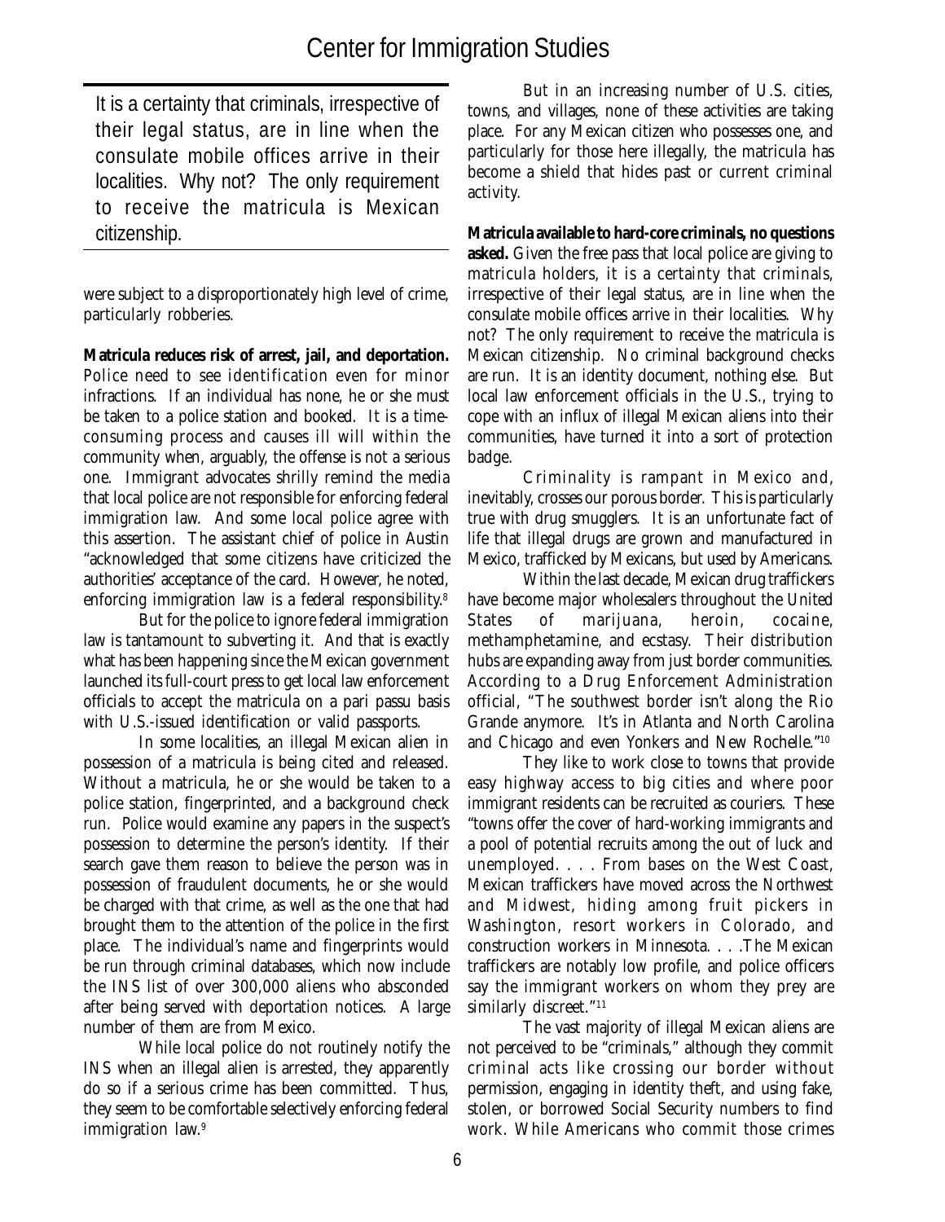> It is a certainty that criminals, irrespective of their legal status, are in line when the consulate mobile offices arrive in their localities. Why not? The only requirement to receive the matricula is Mexican citizenship.

were subject to a disproportionately high level of crime, particularly robberies.

**Matricula reduces risk of arrest, jail, and deportation.** Police need to see identification even for minor infractions. If an individual has none, he or she must be taken to a police station and booked. It is a time-consuming process and causes ill will within the community when, arguably, the offense is not a serious one. Immigrant advocates shrilly remind the media that local police are not responsible for enforcing federal immigration law. And some local police agree with this assertion. The assistant chief of police in Austin "acknowledged that some citizens have criticized the authorities' acceptance of the card. However, he noted, enforcing immigration law is a federal responsibility.[8]

But for the police to ignore federal immigration law is tantamount to subverting it. And that is exactly what has been happening since the Mexican government launched its full-court press to get local law enforcement officials to accept the matricula on a pari passu basis with U.S.-issued identification or valid passports.

In some localities, an illegal Mexican alien in possession of a matricula is being cited and released. Without a matricula, he or she would be taken to a police station, fingerprinted, and a background check run. Police would examine any papers in the suspect's possession to determine the person's identity. If their search gave them reason to believe the person was in possession of fraudulent documents, he or she would be charged with that crime, as well as the one that had brought them to the attention of the police in the first place. The individual's name and fingerprints would be run through criminal databases, which now include the INS list of over 300,000 aliens who absconded after being served with deportation notices. A large number of them are from Mexico.

While local police do not routinely notify the INS when an illegal alien is arrested, they apparently do so if a serious crime has been committed. Thus, they seem to be comfortable selectively enforcing federal immigration law.[9]

But in an increasing number of U.S. cities, towns, and villages, none of these activities are taking place. For any Mexican citizen who possesses one, and particularly for those here illegally, the matricula has become a shield that hides past or current criminal activity.

**Matricula available to hard-core criminals, no questions asked.** Given the free pass that local police are giving to matricula holders, it is a certainty that criminals, irrespective of their legal status, are in line when the consulate mobile offices arrive in their localities. Why not? The only requirement to receive the matricula is Mexican citizenship. No criminal background checks are run. It is an identity document, nothing else. But local law enforcement officials in the U.S., trying to cope with an influx of illegal Mexican aliens into their communities, have turned it into a sort of protection badge.

Criminality is rampant in Mexico and, inevitably, crosses our porous border. This is particularly true with drug smugglers. It is an unfortunate fact of life that illegal drugs are grown and manufactured in Mexico, trafficked by Mexicans, but used by Americans.

Within the last decade, Mexican drug traffickers have become major wholesalers throughout the United States of marijuana, heroin, cocaine, methamphetamine, and ecstasy. Their distribution hubs are expanding away from just border communities. According to a Drug Enforcement Administration official, "The southwest border isn't along the Rio Grande anymore. It's in Atlanta and North Carolina and Chicago and even Yonkers and New Rochelle."[10]

They like to work close to towns that provide easy highway access to big cities and where poor immigrant residents can be recruited as couriers. These "towns offer the cover of hard-working immigrants and a pool of potential recruits among the out of luck and unemployed. . . . From bases on the West Coast, Mexican traffickers have moved across the Northwest and Midwest, hiding among fruit pickers in Washington, resort workers in Colorado, and construction workers in Minnesota. . . .The Mexican traffickers are notably low profile, and police officers say the immigrant workers on whom they prey are similarly discreet."[11]

The vast majority of illegal Mexican aliens are not perceived to be "criminals," although they commit criminal acts like crossing our border without permission, engaging in identity theft, and using fake, stolen, or borrowed Social Security numbers to find work. While Americans who commit those crimes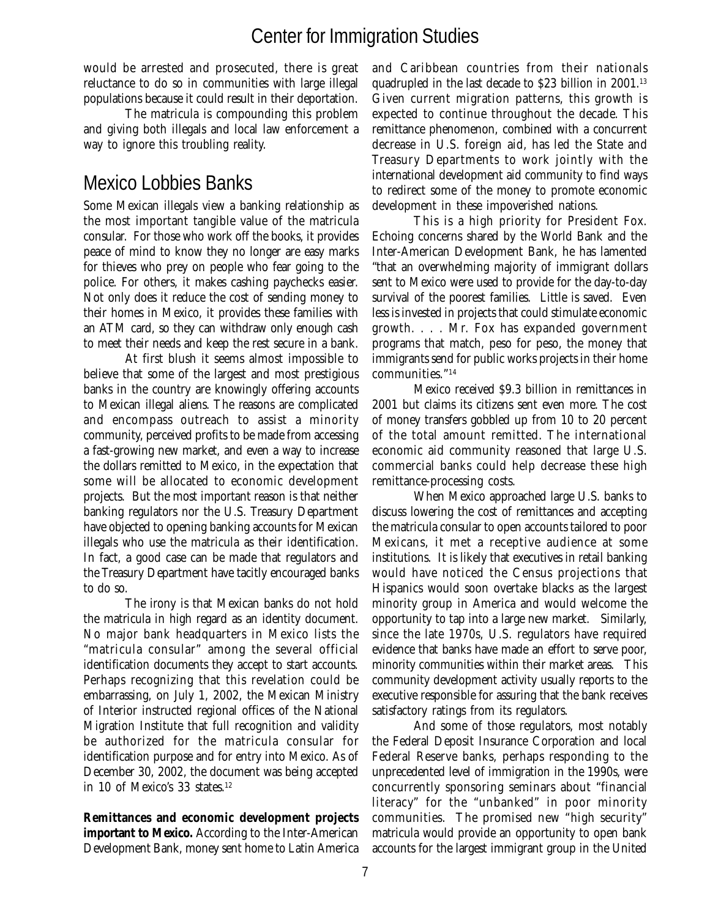would be arrested and prosecuted, there is great reluctance to do so in communities with large illegal populations because it could result in their deportation.

The matricula is compounding this problem and giving both illegals and local law enforcement a way to ignore this troubling reality.

## Mexico Lobbies Banks

Some Mexican illegals view a banking relationship as the most important tangible value of the matricula consular. For those who work off the books, it provides peace of mind to know they no longer are easy marks for thieves who prey on people who fear going to the police. For others, it makes cashing paychecks easier. Not only does it reduce the cost of sending money to their homes in Mexico, it provides these families with an ATM card, so they can withdraw only enough cash to meet their needs and keep the rest secure in a bank.

At first blush it seems almost impossible to believe that some of the largest and most prestigious banks in the country are knowingly offering accounts to Mexican illegal aliens. The reasons are complicated and encompass outreach to assist a minority community, perceived profits to be made from accessing a fast-growing new market, and even a way to increase the dollars remitted to Mexico, in the expectation that some will be allocated to economic development projects. But the most important reason is that neither banking regulators nor the U.S. Treasury Department have objected to opening banking accounts for Mexican illegals who use the matricula as their identification. In fact, a good case can be made that regulators and the Treasury Department have tacitly encouraged banks to do so.

The irony is that Mexican banks do not hold the matricula in high regard as an identity document. No major bank headquarters in Mexico lists the "matricula consular" among the several official identification documents they accept to start accounts. Perhaps recognizing that this revelation could be embarrassing, on July 1, 2002, the Mexican Ministry of Interior instructed regional offices of the National Migration Institute that full recognition and validity be authorized for the matricula consular for identification purpose and for entry into Mexico. As of December 30, 2002, the document was being accepted in 10 of Mexico's 33 states.[12]

**Remittances and economic development projects important to Mexico.** According to the Inter-American Development Bank, money sent home to Latin America and Caribbean countries from their nationals quadrupled in the last decade to $23 billion in 2001.[13] Given current migration patterns, this growth is expected to continue throughout the decade. This remittance phenomenon, combined with a concurrent decrease in U.S. foreign aid, has led the State and Treasury Departments to work jointly with the international development aid community to find ways to redirect some of the money to promote economic development in these impoverished nations.

This is a high priority for President Fox. Echoing concerns shared by the World Bank and the Inter-American Development Bank, he has lamented "that an overwhelming majority of immigrant dollars sent to Mexico were used to provide for the day-to-day survival of the poorest families. Little is saved. Even less is invested in projects that could stimulate economic growth. . . . Mr. Fox has expanded government programs that match, peso for peso, the money that immigrants send for public works projects in their home communities."[14]

Mexico received $9.3 billion in remittances in 2001 but claims its citizens sent even more. The cost of money transfers gobbled up from 10 to 20 percent of the total amount remitted. The international economic aid community reasoned that large U.S. commercial banks could help decrease these high remittance-processing costs.

When Mexico approached large U.S. banks to discuss lowering the cost of remittances and accepting the matricula consular to open accounts tailored to poor Mexicans, it met a receptive audience at some institutions. It is likely that executives in retail banking would have noticed the Census projections that Hispanics would soon overtake blacks as the largest minority group in America and would welcome the opportunity to tap into a large new market. Similarly, since the late 1970s, U.S. regulators have required evidence that banks have made an effort to serve poor, minority communities within their market areas. This community development activity usually reports to the executive responsible for assuring that the bank receives satisfactory ratings from its regulators.

And some of those regulators, most notably the Federal Deposit Insurance Corporation and local Federal Reserve banks, perhaps responding to the unprecedented level of immigration in the 1990s, were concurrently sponsoring seminars about "financial literacy" for the "unbanked" in poor minority communities. The promised new "high security" matricula would provide an opportunity to open bank accounts for the largest immigrant group in the United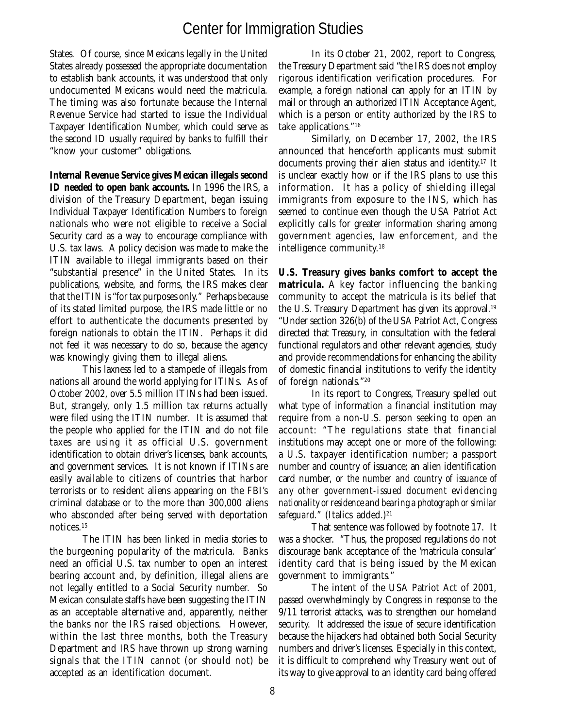States. Of course, since Mexicans legally in the United States already possessed the appropriate documentation to establish bank accounts, it was understood that only undocumented Mexicans would need the matricula. The timing was also fortunate because the Internal Revenue Service had started to issue the Individual Taxpayer Identification Number, which could serve as the second ID usually required by banks to fulfill their "know your customer" obligations.

**Internal Revenue Service gives Mexican illegals second ID needed to open bank accounts.** In 1996 the IRS, a division of the Treasury Department, began issuing Individual Taxpayer Identification Numbers to foreign nationals who were not eligible to receive a Social Security card as a way to encourage compliance with U.S. tax laws. A policy decision was made to make the ITIN available to illegal immigrants based on their "substantial presence" in the United States. In its publications, website, and forms, the IRS makes clear that the ITIN is "for tax purposes only." Perhaps because of its stated limited purpose, the IRS made little or no effort to authenticate the documents presented by foreign nationals to obtain the ITIN. Perhaps it did not feel it was necessary to do so, because the agency was knowingly giving them to illegal aliens.

This laxness led to a stampede of illegals from nations all around the world applying for ITINs. As of October 2002, over 5.5 million ITINs had been issued. But, strangely, only 1.5 million tax returns actually were filed using the ITIN number. It is assumed that the people who applied for the ITIN and do not file taxes are using it as official U.S. government identification to obtain driver's licenses, bank accounts, and government services. It is not known if ITINs are easily available to citizens of countries that harbor terrorists or to resident aliens appearing on the FBI's criminal database or to the more than 300,000 aliens who absconded after being served with deportation notices.[15]

The ITIN has been linked in media stories to the burgeoning popularity of the matricula. Banks need an official U.S. tax number to open an interest bearing account and, by definition, illegal aliens are not legally entitled to a Social Security number. So Mexican consulate staffs have been suggesting the ITIN as an acceptable alternative and, apparently, neither the banks nor the IRS raised objections. However, within the last three months, both the Treasury Department and IRS have thrown up strong warning signals that the ITIN cannot (or should not) be accepted as an identification document.

In its October 21, 2002, report to Congress, the Treasury Department said "the IRS does not employ rigorous identification verification procedures. For example, a foreign national can apply for an ITIN by mail or through an authorized ITIN Acceptance Agent, which is a person or entity authorized by the IRS to take applications."[16]

Similarly, on December 17, 2002, the IRS announced that henceforth applicants must submit documents proving their alien status and identity.[17] It is unclear exactly how or if the IRS plans to use this information. It has a policy of shielding illegal immigrants from exposure to the INS, which has seemed to continue even though the USA Patriot Act explicitly calls for greater information sharing among government agencies, law enforcement, and the intelligence community.[18]

**U.S. Treasury gives banks comfort to accept the matricula.** A key factor influencing the banking community to accept the matricula is its belief that the U.S. Treasury Department has given its approval.[19] "Under section 326(b) of the USA Patriot Act, Congress directed that Treasury, in consultation with the federal functional regulators and other relevant agencies, study and provide recommendations for enhancing the ability of domestic financial institutions to verify the identity of foreign nationals."[20]

In its report to Congress, Treasury spelled out what type of information a financial institution may require from a non-U.S. person seeking to open an account: "The regulations state that financial institutions may accept one or more of the following: a U.S. taxpayer identification number; a passport number and country of issuance; an alien identification card number, *or the number and country of issuance of any other government-issued document evidencing nationality or residence and bearing a photograph or similar safeguard*." (Italics added.)[21]

That sentence was followed by footnote 17. It was a shocker. "Thus, the proposed regulations do not discourage bank acceptance of the 'matricula consular' identity card that is being issued by the Mexican government to immigrants."

The intent of the USA Patriot Act of 2001, passed overwhelmingly by Congress in response to the 9/11 terrorist attacks, was to strengthen our homeland security. It addressed the issue of secure identification because the hijackers had obtained both Social Security numbers and driver's licenses. Especially in this context, it is difficult to comprehend why Treasury went out of its way to give approval to an identity card being offered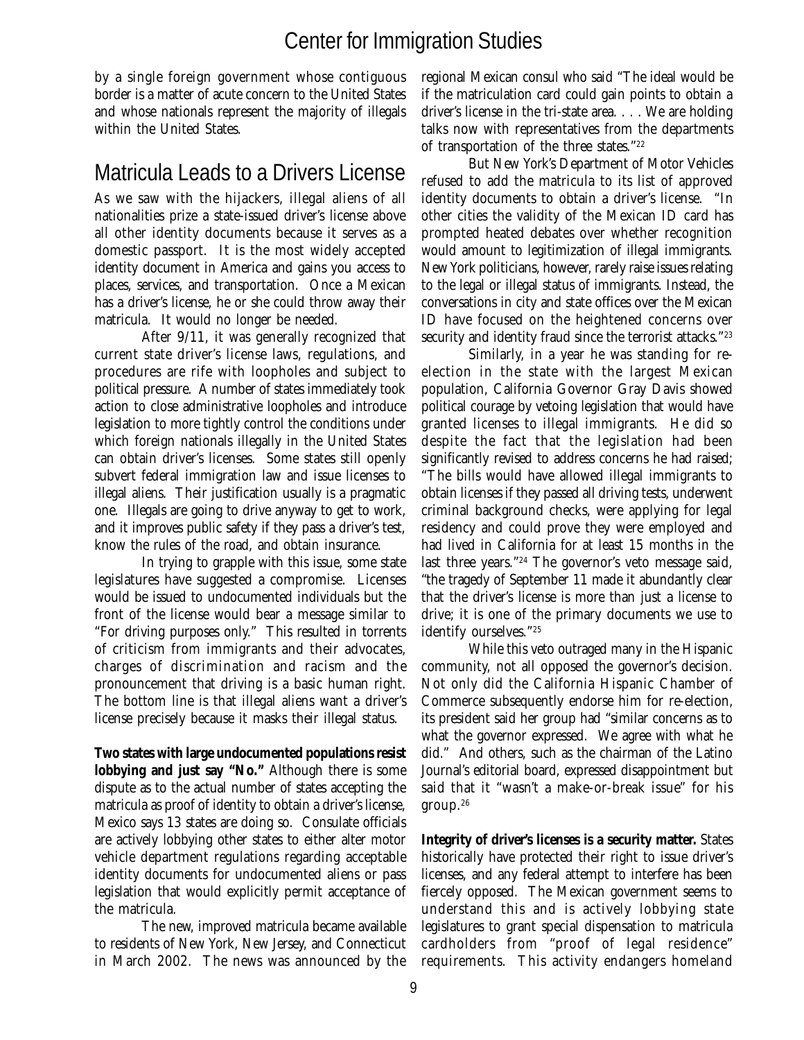by a single foreign government whose contiguous border is a matter of acute concern to the United States and whose nationals represent the majority of illegals within the United States.

## Matricula Leads to a Drivers License

As we saw with the hijackers, illegal aliens of all nationalities prize a state-issued driver's license above all other identity documents because it serves as a domestic passport. It is the most widely accepted identity document in America and gains you access to places, services, and transportation. Once a Mexican has a driver's license, he or she could throw away their matricula. It would no longer be needed.

After 9/11, it was generally recognized that current state driver's license laws, regulations, and procedures are rife with loopholes and subject to political pressure. A number of states immediately took action to close administrative loopholes and introduce legislation to more tightly control the conditions under which foreign nationals illegally in the United States can obtain driver's licenses. Some states still openly subvert federal immigration law and issue licenses to illegal aliens. Their justification usually is a pragmatic one. Illegals are going to drive anyway to get to work, and it improves public safety if they pass a driver's test, know the rules of the road, and obtain insurance.

In trying to grapple with this issue, some state legislatures have suggested a compromise. Licenses would be issued to undocumented individuals but the front of the license would bear a message similar to "For driving purposes only." This resulted in torrents of criticism from immigrants and their advocates, charges of discrimination and racism and the pronouncement that driving is a basic human right. The bottom line is that illegal aliens want a driver's license precisely because it masks their illegal status.

**Two states with large undocumented populations resist lobbying and just say "No."** Although there is some dispute as to the actual number of states accepting the matricula as proof of identity to obtain a driver's license, Mexico says 13 states are doing so. Consulate officials are actively lobbying other states to either alter motor vehicle department regulations regarding acceptable identity documents for undocumented aliens or pass legislation that would explicitly permit acceptance of the matricula.

The new, improved matricula became available to residents of New York, New Jersey, and Connecticut in March 2002. The news was announced by the regional Mexican consul who said "The ideal would be if the matriculation card could gain points to obtain a driver's license in the tri-state area. . . . We are holding talks now with representatives from the departments of transportation of the three states."[22]

But New York's Department of Motor Vehicles refused to add the matricula to its list of approved identity documents to obtain a driver's license. "In other cities the validity of the Mexican ID card has prompted heated debates over whether recognition would amount to legitimization of illegal immigrants. New York politicians, however, rarely raise issues relating to the legal or illegal status of immigrants. Instead, the conversations in city and state offices over the Mexican ID have focused on the heightened concerns over security and identity fraud since the terrorist attacks."[23]

Similarly, in a year he was standing for re-election in the state with the largest Mexican population, California Governor Gray Davis showed political courage by vetoing legislation that would have granted licenses to illegal immigrants. He did so despite the fact that the legislation had been significantly revised to address concerns he had raised; "The bills would have allowed illegal immigrants to obtain licenses if they passed all driving tests, underwent criminal background checks, were applying for legal residency and could prove they were employed and had lived in California for at least 15 months in the last three years."[24] The governor's veto message said, "the tragedy of September 11 made it abundantly clear that the driver's license is more than just a license to drive; it is one of the primary documents we use to identify ourselves."[25]

While this veto outraged many in the Hispanic community, not all opposed the governor's decision. Not only did the California Hispanic Chamber of Commerce subsequently endorse him for re-election, its president said her group had "similar concerns as to what the governor expressed. We agree with what he did." And others, such as the chairman of the Latino Journal's editorial board, expressed disappointment but said that it "wasn't a make-or-break issue" for his group.[26]

**Integrity of driver's licenses is a security matter.** States historically have protected their right to issue driver's licenses, and any federal attempt to interfere has been fiercely opposed. The Mexican government seems to understand this and is actively lobbying state legislatures to grant special dispensation to matricula cardholders from "proof of legal residence" requirements. This activity endangers homeland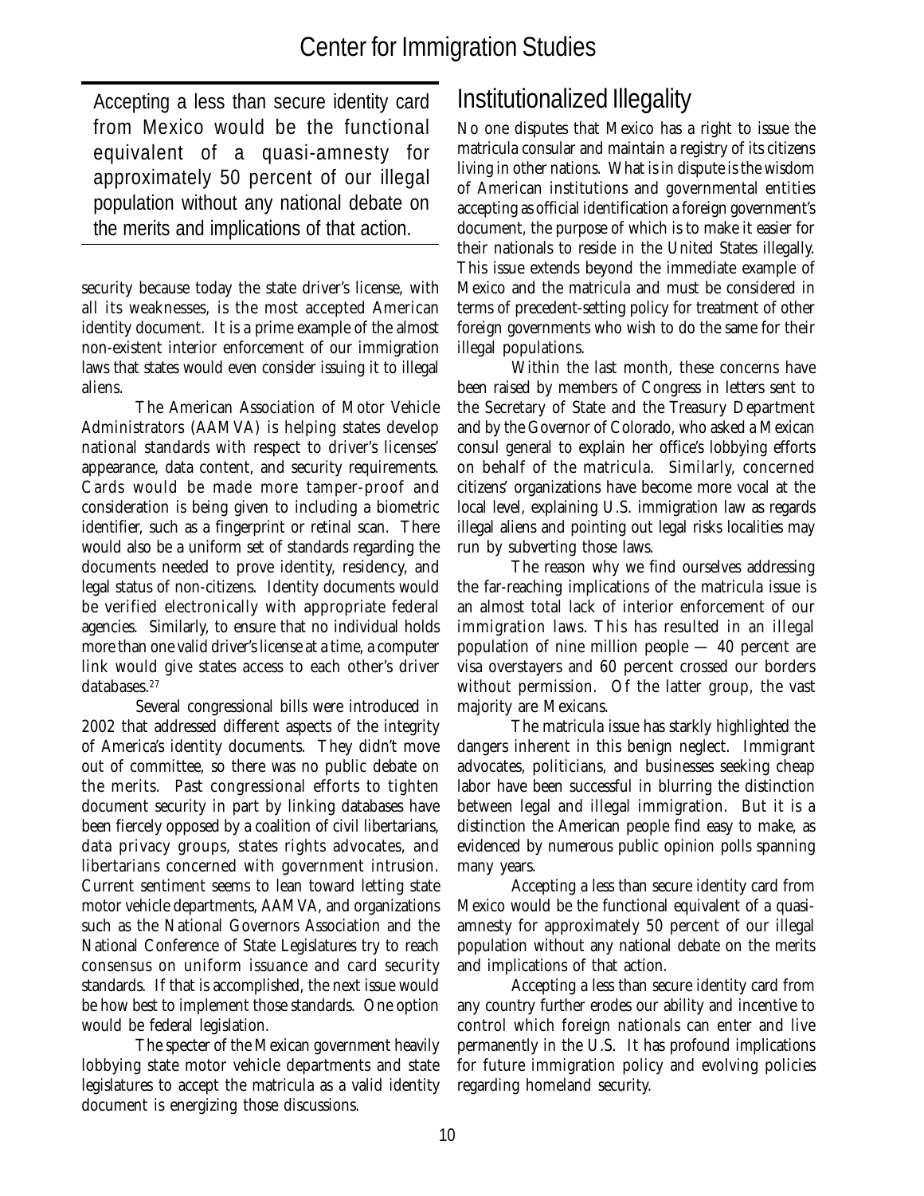> Accepting a less than secure identity card from Mexico would be the functional equivalent of a quasi-amnesty for approximately 50 percent of our illegal population without any national debate on the merits and implications of that action.

security because today the state driver's license, with all its weaknesses, is the most accepted American identity document. It is a prime example of the almost non-existent interior enforcement of our immigration laws that states would even consider issuing it to illegal aliens.

The American Association of Motor Vehicle Administrators (AAMVA) is helping states develop national standards with respect to driver's licenses' appearance, data content, and security requirements. Cards would be made more tamper-proof and consideration is being given to including a biometric identifier, such as a fingerprint or retinal scan. There would also be a uniform set of standards regarding the documents needed to prove identity, residency, and legal status of non-citizens. Identity documents would be verified electronically with appropriate federal agencies. Similarly, to ensure that no individual holds more than one valid driver's license at a time, a computer link would give states access to each other's driver databases.[27]

Several congressional bills were introduced in 2002 that addressed different aspects of the integrity of America's identity documents. They didn't move out of committee, so there was no public debate on the merits. Past congressional efforts to tighten document security in part by linking databases have been fiercely opposed by a coalition of civil libertarians, data privacy groups, states rights advocates, and libertarians concerned with government intrusion. Current sentiment seems to lean toward letting state motor vehicle departments, AAMVA, and organizations such as the National Governors Association and the National Conference of State Legislatures try to reach consensus on uniform issuance and card security standards. If that is accomplished, the next issue would be how best to implement those standards. One option would be federal legislation.

The specter of the Mexican government heavily lobbying state motor vehicle departments and state legislatures to accept the matricula as a valid identity document is energizing those discussions.

## Institutionalized Illegality

No one disputes that Mexico has a right to issue the matricula consular and maintain a registry of its citizens living in other nations. What is in dispute is the wisdom of American institutions and governmental entities accepting as official identification a foreign government's document, the purpose of which is to make it easier for their nationals to reside in the United States illegally. This issue extends beyond the immediate example of Mexico and the matricula and must be considered in terms of precedent-setting policy for treatment of other foreign governments who wish to do the same for their illegal populations.

Within the last month, these concerns have been raised by members of Congress in letters sent to the Secretary of State and the Treasury Department and by the Governor of Colorado, who asked a Mexican consul general to explain her office's lobbying efforts on behalf of the matricula. Similarly, concerned citizens' organizations have become more vocal at the local level, explaining U.S. immigration law as regards illegal aliens and pointing out legal risks localities may run by subverting those laws.

The reason why we find ourselves addressing the far-reaching implications of the matricula issue is an almost total lack of interior enforcement of our immigration laws. This has resulted in an illegal population of nine million people — 40 percent are visa overstayers and 60 percent crossed our borders without permission. Of the latter group, the vast majority are Mexicans.

The matricula issue has starkly highlighted the dangers inherent in this benign neglect. Immigrant advocates, politicians, and businesses seeking cheap labor have been successful in blurring the distinction between legal and illegal immigration. But it is a distinction the American people find easy to make, as evidenced by numerous public opinion polls spanning many years.

Accepting a less than secure identity card from Mexico would be the functional equivalent of a quasi-amnesty for approximately 50 percent of our illegal population without any national debate on the merits and implications of that action.

Accepting a less than secure identity card from any country further erodes our ability and incentive to control which foreign nationals can enter and live permanently in the U.S. It has profound implications for future immigration policy and evolving policies regarding homeland security.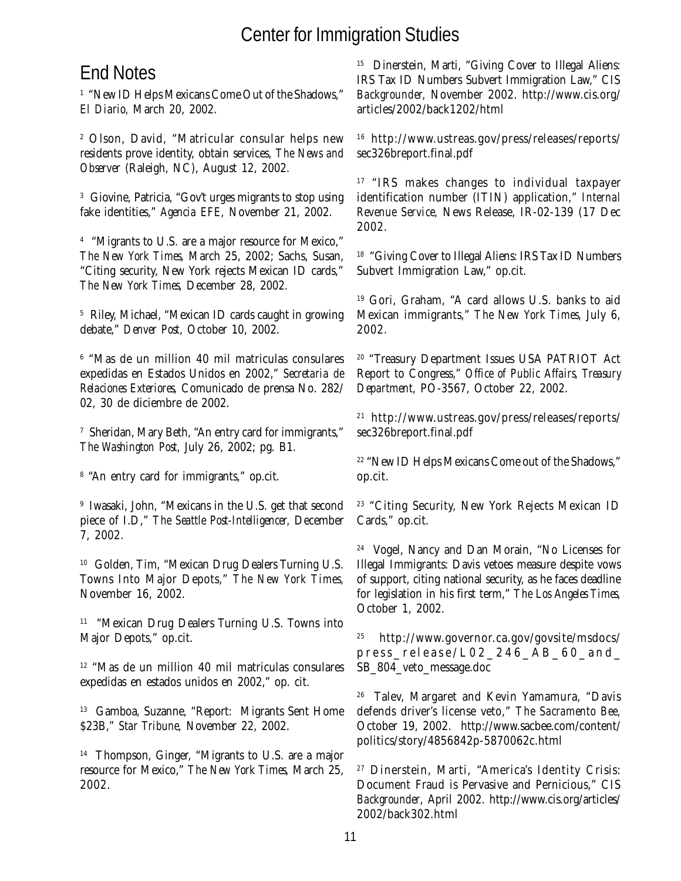## End Notes

[1] "New ID Helps Mexicans Come Out of the Shadows," *El Diario,* March 20, 2002.

[2] Olson, David, "Matricular consular helps new residents prove identity, obtain services, *The News and Observer* (Raleigh, NC), August 12, 2002.

[3] Giovine, Patricia, "Gov't urges migrants to stop using fake identities," *Agencia EFE,* November 21, 2002.

[4] "Migrants to U.S. are a major resource for Mexico," *The New York Times,* March 25, 2002; Sachs, Susan, "Citing security, New York rejects Mexican ID cards," *The New York Times,* December 28, 2002.

[5] Riley, Michael, "Mexican ID cards caught in growing debate," *Denver Post,* October 10, 2002.

[6] "Mas de un million 40 mil matriculas consulares expedidas en Estados Unidos en 2002," *Secretaria de Relaciones Exteriores,* Comunicado de prensa No. 282/02, 30 de diciembre de 2002.

[7] Sheridan, Mary Beth, "An entry card for immigrants," *The Washington Post,* July 26, 2002; pg. B1.

[8] "An entry card for immigrants," op.cit.

[9] Iwasaki, John, "Mexicans in the U.S. get that second piece of I.D," *The Seattle Post-Intelligencer,* December 7, 2002.

[10] Golden, Tim, "Mexican Drug Dealers Turning U.S. Towns Into Major Depots," *The New York Times,* November 16, 2002.

[11] "Mexican Drug Dealers Turning U.S. Towns into Major Depots," op.cit.

[12] "Mas de un million 40 mil matriculas consulares expedidas en estados unidos en 2002," op. cit.

[13] Gamboa, Suzanne, "Report: Migrants Sent Home $23B," *Star Tribune,* November 22, 2002.

[14] Thompson, Ginger, "Migrants to U.S. are a major resource for Mexico," *The New York Times,* March 25, 2002.

[15] Dinerstein, Marti, "Giving Cover to Illegal Aliens: IRS Tax ID Numbers Subvert Immigration Law," CIS *Backgrounder,* November 2002. http://www.cis.org/articles/2002/back1202/html

[16] http://www.ustreas.gov/press/releases/reports/sec326breport.final.pdf

[17] "IRS makes changes to individual taxpayer identification number (ITIN) application," *Internal Revenue Service,* News Release, IR-02-139 (17 Dec 2002.

[18] "Giving Cover to Illegal Aliens: IRS Tax ID Numbers Subvert Immigration Law," op.cit.

[19] Gori, Graham, "A card allows U.S. banks to aid Mexican immigrants," *The New York Times,* July 6, 2002.

[20] "Treasury Department Issues USA PATRIOT Act Report to Congress," *Office of Public Affairs, Treasury Department,* PO-3567, October 22, 2002.

[21] http://www.ustreas.gov/press/releases/reports/sec326breport.final.pdf

[22] "New ID Helps Mexicans Come out of the Shadows," op.cit.

[23] "Citing Security, New York Rejects Mexican ID Cards," op.cit.

[24] Vogel, Nancy and Dan Morain, "No Licenses for Illegal Immigrants: Davis vetoes measure despite vows of support, citing national security, as he faces deadline for legislation in his first term," *The Los Angeles Times,* October 1, 2002.

[25] http://www.governor.ca.gov/govsite/msdocs/press_release/L02_246_AB_60_and_SB_804_veto_message.doc

[26] Talev, Margaret and Kevin Yamamura, "Davis defends driver's license veto," *The Sacramento Bee,* October 19, 2002. http://www.sacbee.com/content/politics/story/4856842p-5870062c.html

[27] Dinerstein, Marti, "America's Identity Crisis: Document Fraud is Pervasive and Pernicious," CIS *Backgrounder,* April 2002. http://www.cis.org/articles/2002/back302.html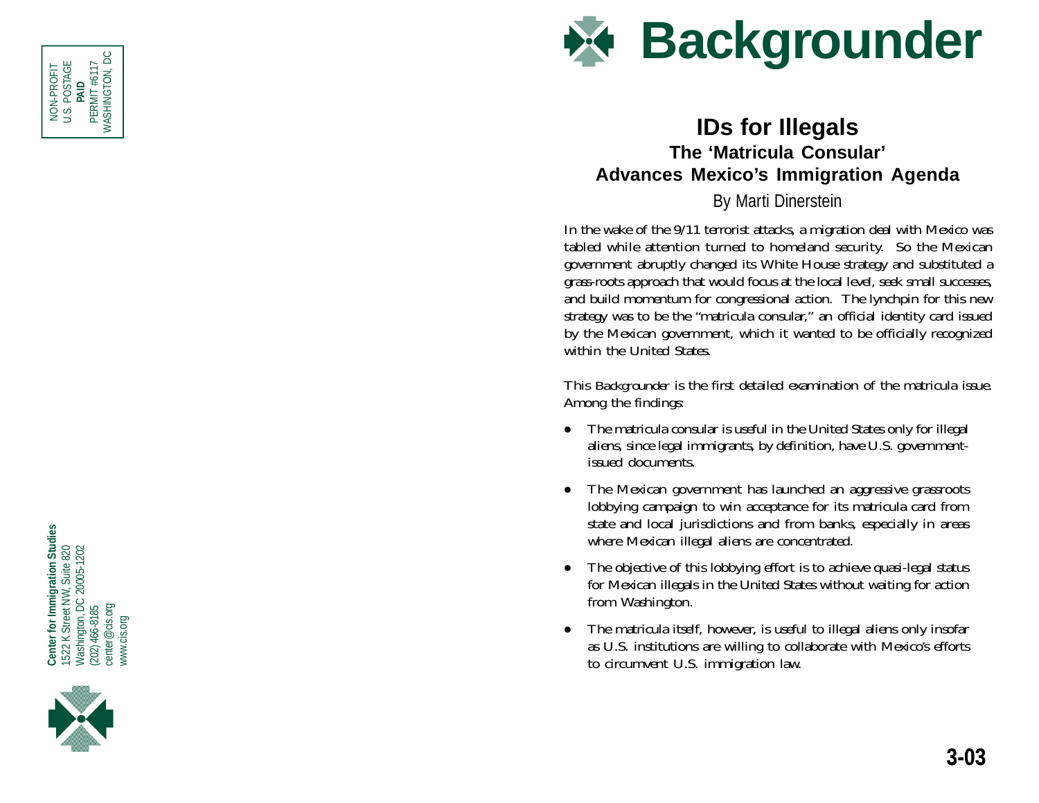NON-PROFIT
U.S. POSTAGE
**PAID**
PERMIT #6117
WASHINGTON, DC

**Center for Immigration Studies**
1522 K Street NW, Suite 820
Washington, DC 20005-1202
(202) 466-8185
center@cis.org
www.cis.org

# Backgrounder

## IDs for Illegals

### The 'Matricula Consular' Advances Mexico's Immigration Agenda

By Marti Dinerstein

In the wake of the 9/11 terrorist attacks, a migration deal with Mexico was tabled while attention turned to homeland security. So the Mexican government abruptly changed its White House strategy and substituted a grass-roots approach that would focus at the local level, seek small successes, and build momentum for congressional action. The lynchpin for this new strategy was to be the "matricula consular," an official identity card issued by the Mexican government, which it wanted to be officially recognized within the United States.

This *Backgrounder* is the first detailed examination of the matricula issue. Among the findings:

- The matricula consular is useful in the United States only for illegal aliens, since legal immigrants, by definition, have U.S. government-issued documents.
- The Mexican government has launched an aggressive grassroots lobbying campaign to win acceptance for its matricula card from state and local jurisdictions and from banks, especially in areas where Mexican illegal aliens are concentrated.
- The objective of this lobbying effort is to achieve quasi-legal status for Mexican illegals in the United States without waiting for action from Washington.
- The matricula itself, however, is useful to illegal aliens only insofar as U.S. institutions are willing to collaborate with Mexico's efforts to circumvent U.S. immigration law.

3-03